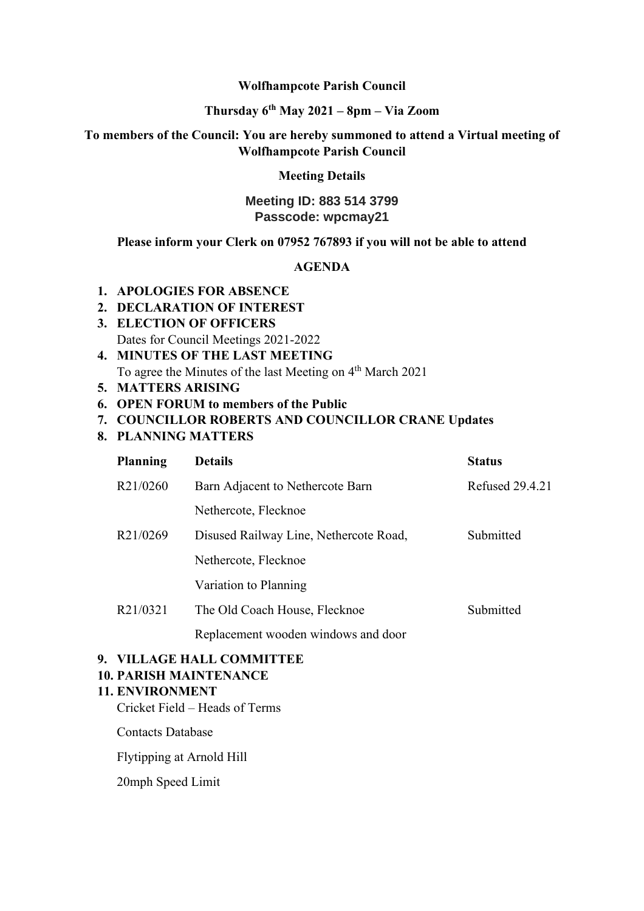**Wolfhampcote Parish Council**

**Thursday 6th May 2021 – 8pm – Via Zoom**

**To members of the Council: You are hereby summoned to attend a Virtual meeting of Wolfhampcote Parish Council**

**Meeting Details**

**Meeting ID: 883 514 3799**
**Passcode: wpcmay21**

**Please inform your Clerk on 07952 767893 if you will not be able to attend**

**AGENDA**

1. **APOLOGIES FOR ABSENCE**
2. **DECLARATION OF INTEREST**
3. **ELECTION OF OFFICERS**
   Dates for Council Meetings 2021-2022
4. **MINUTES OF THE LAST MEETING**
   To agree the Minutes of the last Meeting on 4th March 2021
5. **MATTERS ARISING**
6. **OPEN FORUM to members of the Public**
7. **COUNCILLOR ROBERTS AND COUNCILLOR CRANE Updates**
8. **PLANNING MATTERS**

| Planning | Details | Status |
| --- | --- | --- |
| R21/0260 | Barn Adjacent to Nethercote Barn<br>Nethercote, Flecknoe | Refused 29.4.21 |
| R21/0269 | Disused Railway Line, Nethercote Road,<br>Nethercote, Flecknoe<br>Variation to Planning | Submitted |
| R21/0321 | The Old Coach House, Flecknoe<br>Replacement wooden windows and door | Submitted |

9. **VILLAGE HALL COMMITTEE**
10. **PARISH MAINTENANCE**
11. **ENVIRONMENT**
    Cricket Field – Heads of Terms

    Contacts Database

    Flytipping at Arnold Hill

    20mph Speed Limit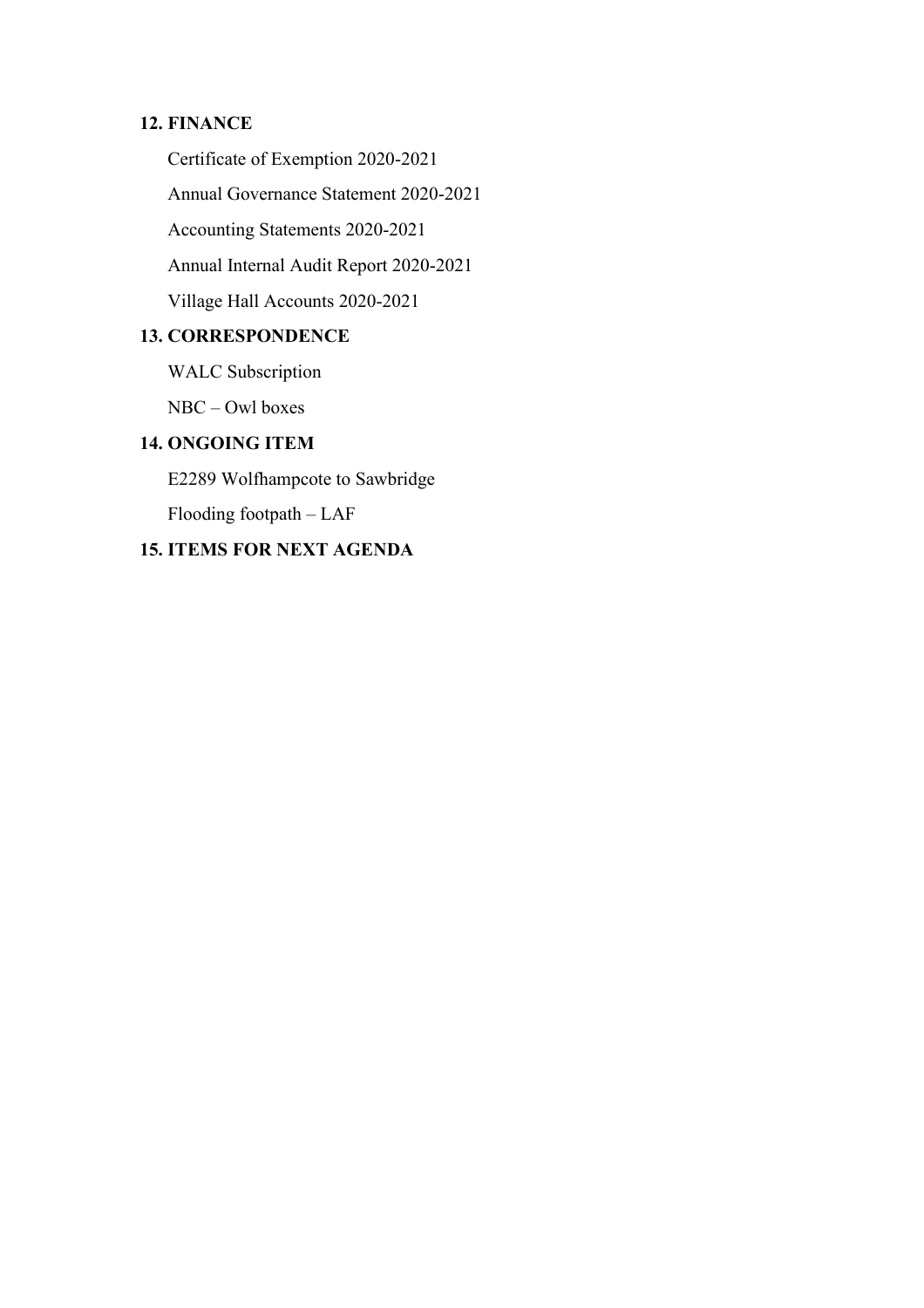**12. FINANCE**

Certificate of Exemption 2020-2021

Annual Governance Statement 2020-2021

Accounting Statements 2020-2021

Annual Internal Audit Report 2020-2021

Village Hall Accounts 2020-2021

**13. CORRESPONDENCE**

WALC Subscription

NBC – Owl boxes

**14. ONGOING ITEM**

E2289 Wolfhampcote to Sawbridge

Flooding footpath – LAF

**15. ITEMS FOR NEXT AGENDA**